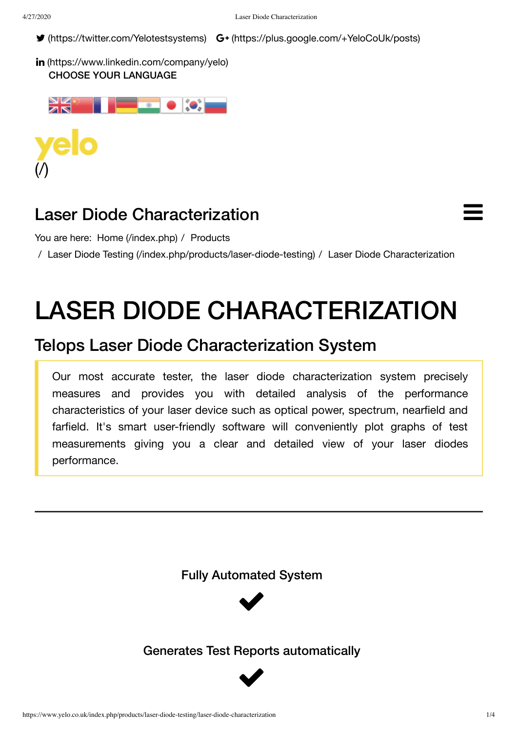(https://twitter.com/Yelotestsystems) (https://plus.google.com/+YeloCoUk/posts)

(https://www.linkedin.com/company/yelo)

CHOOSE YOUR LANGUAGE

yelo (/)

## Laser Diode Characterization

You are here: Home (/index.php) / Products / Laser Diode Testing (/index.php/products/laser-diode-testing) / Laser Diode Characterization

# LASER DIODE CHARACTERIZATION

## Telops Laser Diode Characterization System

> Our most accurate tester, the laser diode characterization system precisely measures and provides you with detailed analysis of the performance characteristics of your laser device such as optical power, spectrum, nearfield and farfield. It's smart user-friendly software will conveniently plot graphs of test measurements giving you a clear and detailed view of your laser diodes performance.

---

### Fully Automated System

✔

### Generates Test Reports automatically

✔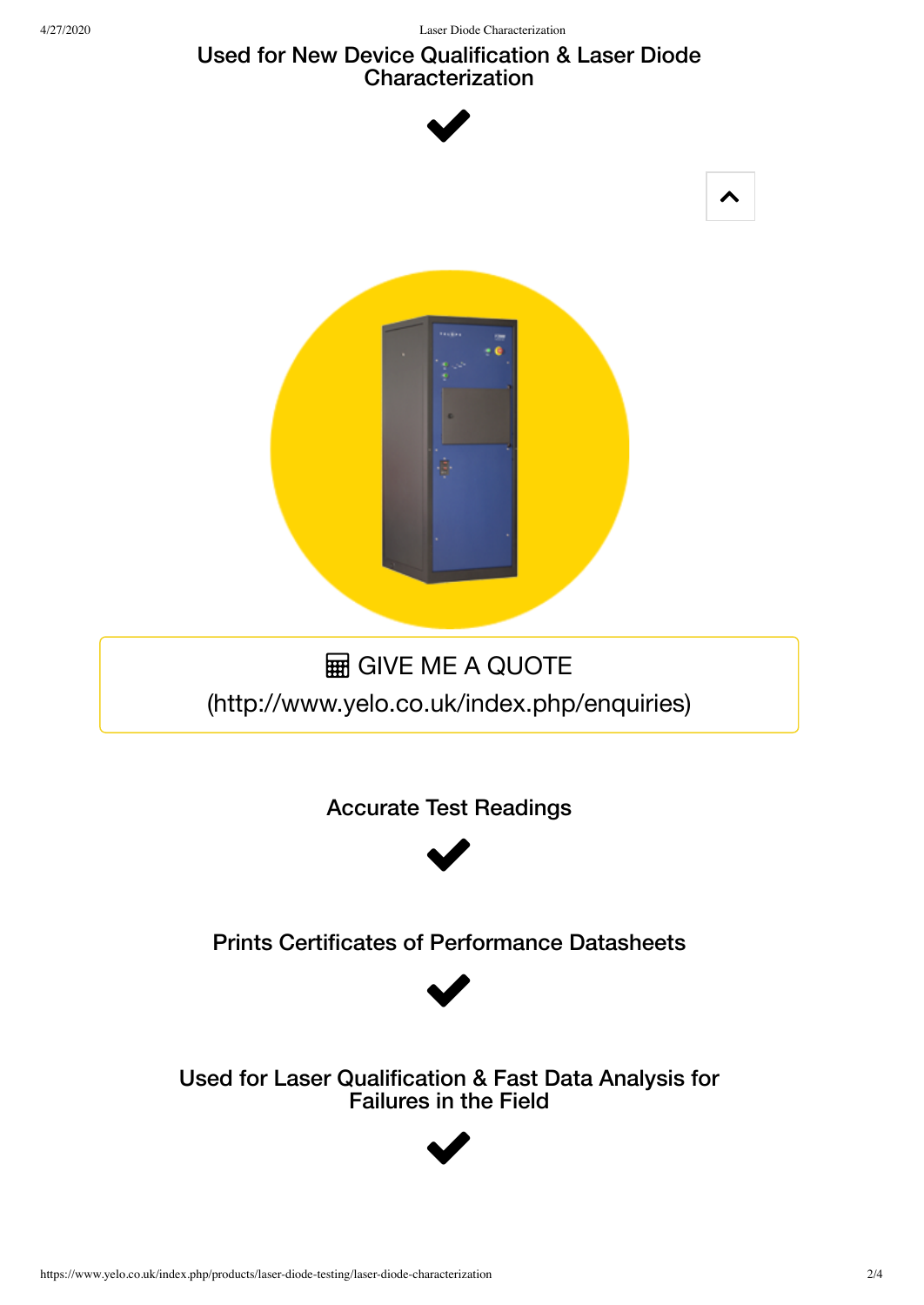### Used for New Device Qualification & Laser Diode Characterization

✔

GIVE ME A QUOTE (http://www.yelo.co.uk/index.php/enquiries)

### Accurate Test Readings

✔

### Prints Certificates of Performance Datasheets

✔

### Used for Laser Qualification & Fast Data Analysis for Failures in the Field

✔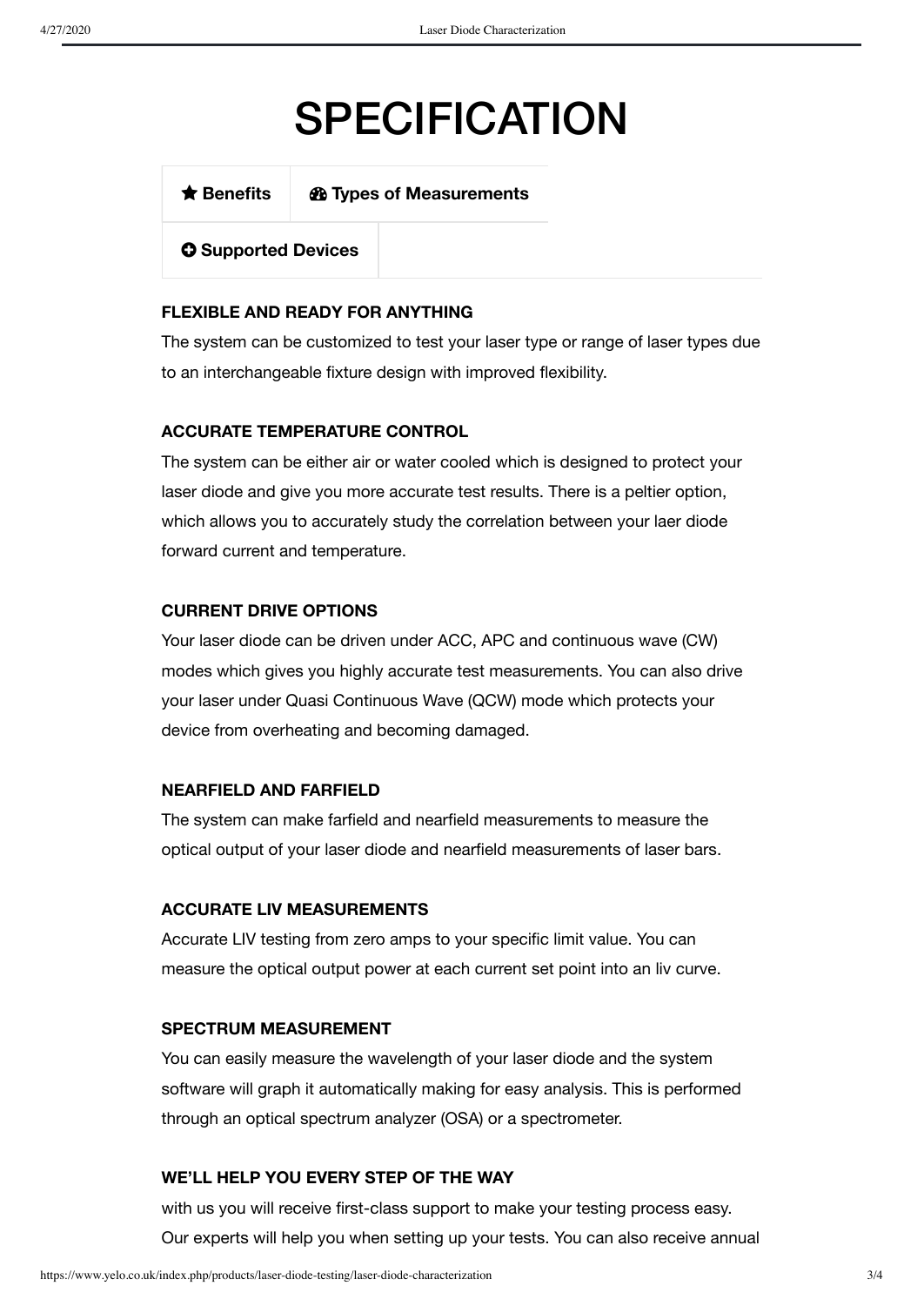# SPECIFICATION

| ★ Benefits | Types of Measurements |
| --- | --- |
| Supported Devices | |

**FLEXIBLE AND READY FOR ANYTHING**

The system can be customized to test your laser type or range of laser types due to an interchangeable fixture design with improved flexibility.

**ACCURATE TEMPERATURE CONTROL**

The system can be either air or water cooled which is designed to protect your laser diode and give you more accurate test results. There is a peltier option, which allows you to accurately study the correlation between your laer diode forward current and temperature.

**CURRENT DRIVE OPTIONS**

Your laser diode can be driven under ACC, APC and continuous wave (CW) modes which gives you highly accurate test measurements. You can also drive your laser under Quasi Continuous Wave (QCW) mode which protects your device from overheating and becoming damaged.

**NEARFIELD AND FARFIELD**

The system can make farfield and nearfield measurements to measure the optical output of your laser diode and nearfield measurements of laser bars.

**ACCURATE LIV MEASUREMENTS**

Accurate LIV testing from zero amps to your specific limit value. You can measure the optical output power at each current set point into an liv curve.

**SPECTRUM MEASUREMENT**

You can easily measure the wavelength of your laser diode and the system software will graph it automatically making for easy analysis. This is performed through an optical spectrum analyzer (OSA) or a spectrometer.

**WE'LL HELP YOU EVERY STEP OF THE WAY**

with us you will receive first-class support to make your testing process easy. Our experts will help you when setting up your tests. You can also receive annual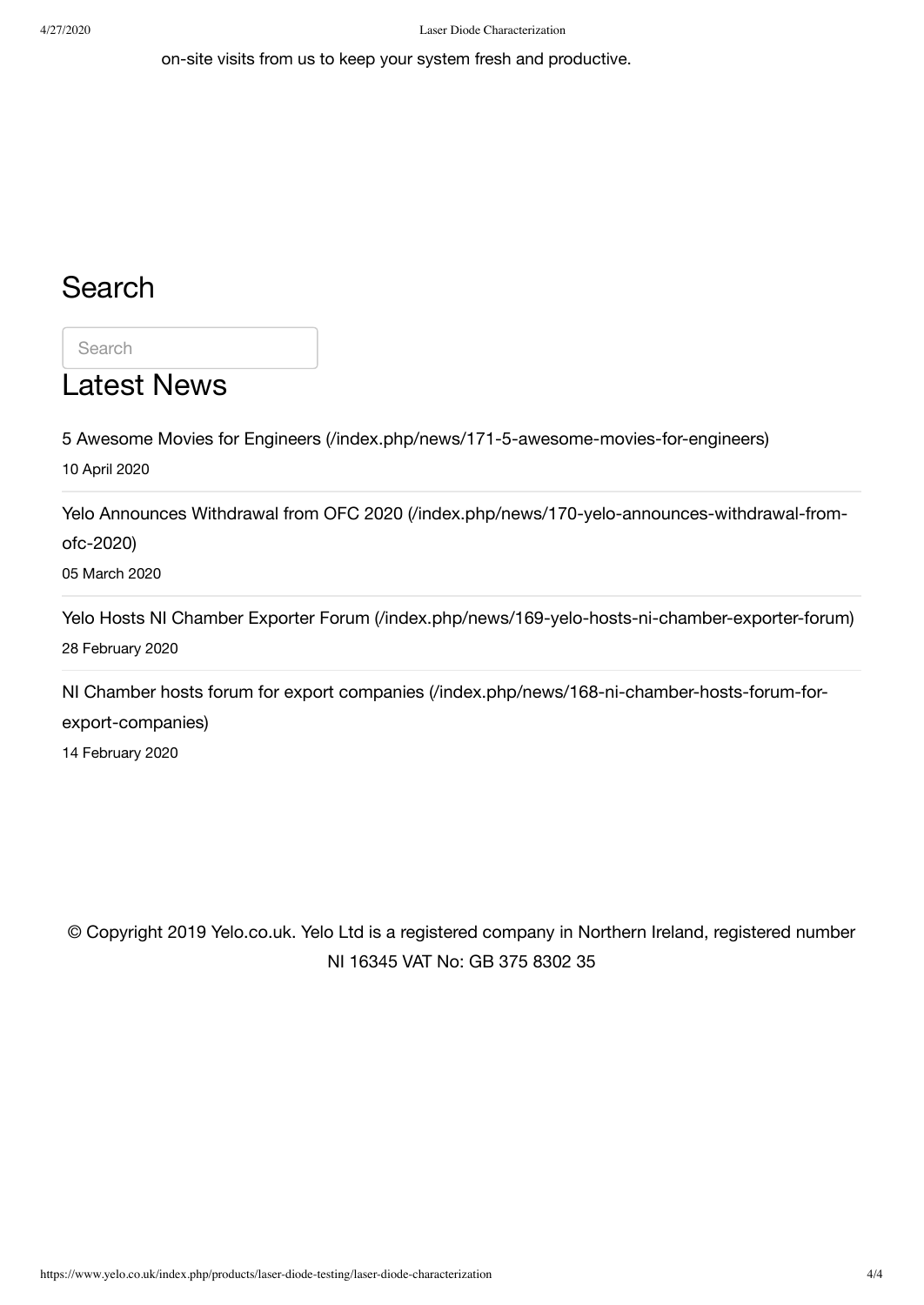on-site visits from us to keep your system fresh and productive.

## Search

Search

## Latest News

5 Awesome Movies for Engineers (/index.php/news/171-5-awesome-movies-for-engineers)

10 April 2020

Yelo Announces Withdrawal from OFC 2020 (/index.php/news/170-yelo-announces-withdrawal-from-ofc-2020)

05 March 2020

Yelo Hosts NI Chamber Exporter Forum (/index.php/news/169-yelo-hosts-ni-chamber-exporter-forum)

28 February 2020

NI Chamber hosts forum for export companies (/index.php/news/168-ni-chamber-hosts-forum-for-export-companies)

14 February 2020

© Copyright 2019 Yelo.co.uk. Yelo Ltd is a registered company in Northern Ireland, registered number NI 16345 VAT No: GB 375 8302 35